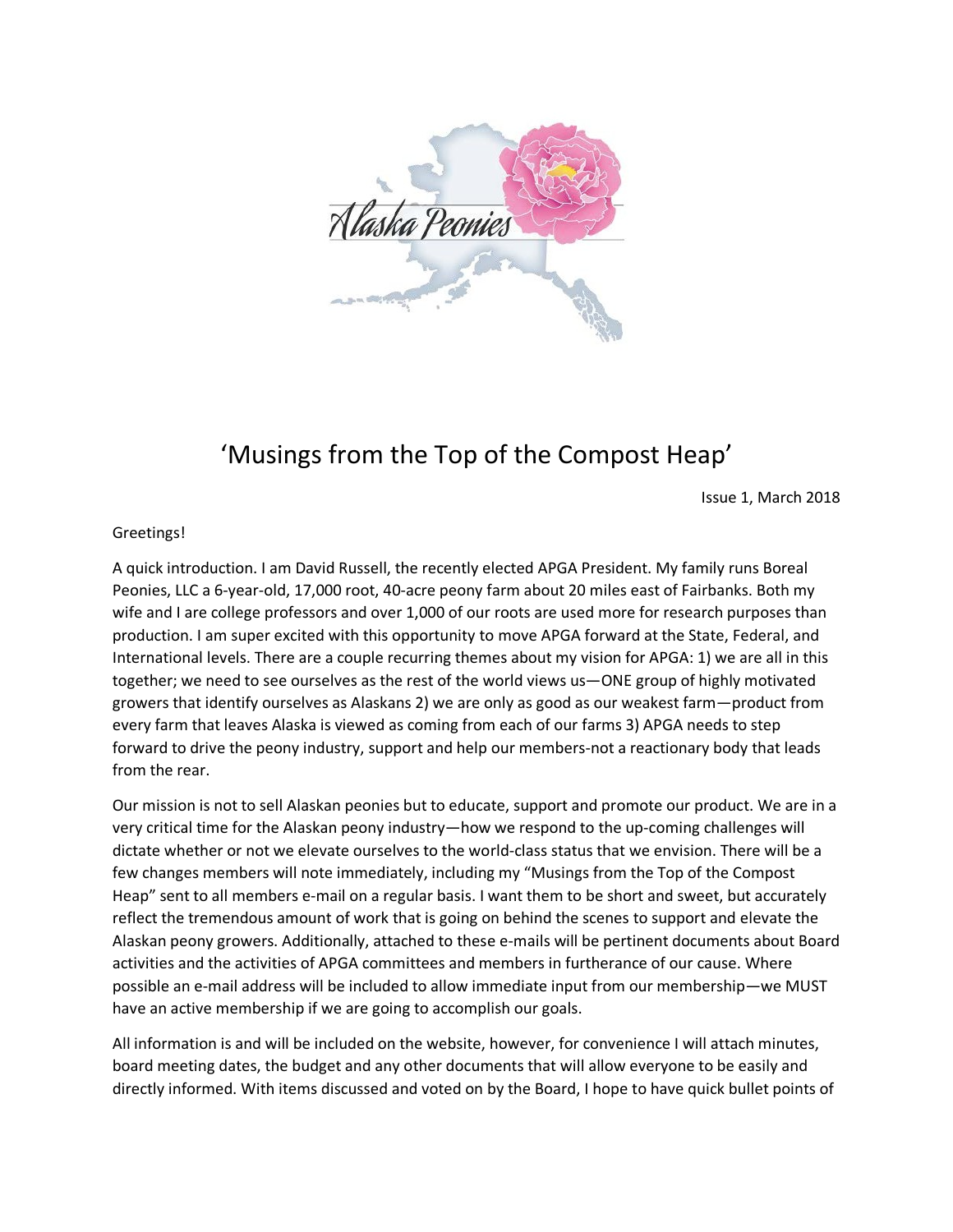# ‘Musings from the Top of the Compost Heap’

Issue 1, March 2018

Greetings!

A quick introduction. I am David Russell, the recently elected APGA President. My family runs Boreal Peonies, LLC a 6-year-old, 17,000 root, 40-acre peony farm about 20 miles east of Fairbanks. Both my wife and I are college professors and over 1,000 of our roots are used more for research purposes than production. I am super excited with this opportunity to move APGA forward at the State, Federal, and International levels. There are a couple recurring themes about my vision for APGA: 1) we are all in this together; we need to see ourselves as the rest of the world views us—ONE group of highly motivated growers that identify ourselves as Alaskans 2) we are only as good as our weakest farm—product from every farm that leaves Alaska is viewed as coming from each of our farms 3) APGA needs to step forward to drive the peony industry, support and help our members-not a reactionary body that leads from the rear.

Our mission is not to sell Alaskan peonies but to educate, support and promote our product. We are in a very critical time for the Alaskan peony industry—how we respond to the up-coming challenges will dictate whether or not we elevate ourselves to the world-class status that we envision. There will be a few changes members will note immediately, including my “Musings from the Top of the Compost Heap” sent to all members e-mail on a regular basis. I want them to be short and sweet, but accurately reflect the tremendous amount of work that is going on behind the scenes to support and elevate the Alaskan peony growers. Additionally, attached to these e-mails will be pertinent documents about Board activities and the activities of APGA committees and members in furtherance of our cause. Where possible an e-mail address will be included to allow immediate input from our membership—we MUST have an active membership if we are going to accomplish our goals.

All information is and will be included on the website, however, for convenience I will attach minutes, board meeting dates, the budget and any other documents that will allow everyone to be easily and directly informed. With items discussed and voted on by the Board, I hope to have quick bullet points of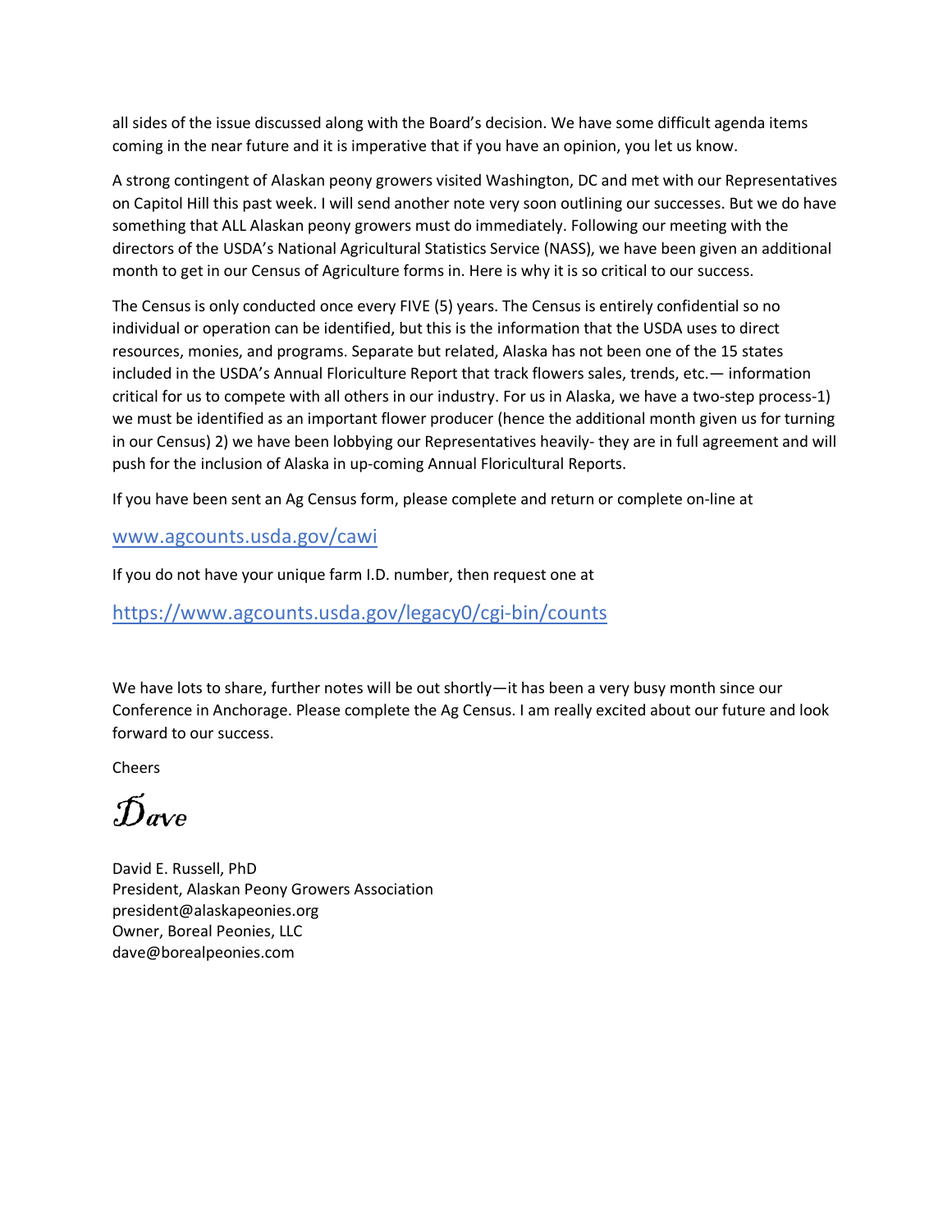all sides of the issue discussed along with the Board's decision. We have some difficult agenda items coming in the near future and it is imperative that if you have an opinion, you let us know.

A strong contingent of Alaskan peony growers visited Washington, DC and met with our Representatives on Capitol Hill this past week. I will send another note very soon outlining our successes. But we do have something that ALL Alaskan peony growers must do immediately. Following our meeting with the directors of the USDA's National Agricultural Statistics Service (NASS), we have been given an additional month to get in our Census of Agriculture forms in. Here is why it is so critical to our success.

The Census is only conducted once every FIVE (5) years. The Census is entirely confidential so no individual or operation can be identified, but this is the information that the USDA uses to direct resources, monies, and programs. Separate but related, Alaska has not been one of the 15 states included in the USDA's Annual Floriculture Report that track flowers sales, trends, etc.— information critical for us to compete with all others in our industry. For us in Alaska, we have a two-step process-1) we must be identified as an important flower producer (hence the additional month given us for turning in our Census) 2) we have been lobbying our Representatives heavily- they are in full agreement and will push for the inclusion of Alaska in up-coming Annual Floricultural Reports.

If you have been sent an Ag Census form, please complete and return or complete on-line at

[www.agcounts.usda.gov/cawi](www.agcounts.usda.gov/cawi)

If you do not have your unique farm I.D. number, then request one at

[https://www.agcounts.usda.gov/legacy0/cgi-bin/counts](https://www.agcounts.usda.gov/legacy0/cgi-bin/counts)

We have lots to share, further notes will be out shortly—it has been a very busy month since our Conference in Anchorage. Please complete the Ag Census. I am really excited about our future and look forward to our success.

Cheers

*Dave*

David E. Russell, PhD  
President, Alaskan Peony Growers Association  
president@alaskapeonies.org  
Owner, Boreal Peonies, LLC  
dave@borealpeonies.com